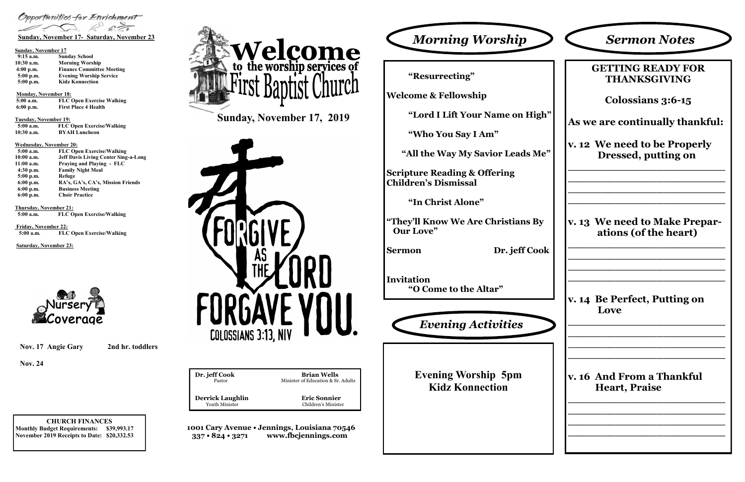Opportunities for Enrichment

**Sunday, November 17- Saturday, November 23**

**Sunday, November 17**

| | |
|---|---|
| 9:15 a.m. | Sunday School |
| 10:30 a.m. | Morning Worship |
| 4:00 p.m. | Finance Committee Meeting |
| 5:00 p.m. | Evening Worship Service |
| 5:00 p.m. | Kidz Konnection |

**Monday, November 18:**

| | |
|---|---|
| 5:00 a.m. | FLC Open Exercise Walking |
| 6:00 p.m. | First Place 4 Health |

**Tuesday, November 19:**

| | |
|---|---|
| 5:00 a.m. | FLC Open Exercise/Walking |
| 10:30 a.m. | BYAH Luncheon |

**Wednesday, November 20:**

| | |
|---|---|
| 5:00 a.m. | FLC Open Exercise/Walking |
| 10:00 a.m. | Jeff Davis Living Center Sing-a-Long |
| 11:00 a.m. | Praying and Playing - FLC |
| 4:30 p.m. | Family Night Meal |
| 5:00 p.m. | Refuge |
| 6:00 p.m. | RA's, GA's, CA's, Mission Friends |
| 6:00 p.m. | Business Meeting |
| 6:00 p.m. | Choir Practice |

**Thursday, November 21:**

| | |
|---|---|
| 5:00 a.m. | FLC Open Exercise/Walking |

**Friday, November 22:**

| | |
|---|---|
| 5:00 a.m. | FLC Open Exercise/Walking |

**Saturday, November 23:**

Nursery Coverage

**Nov. 17** Angie Gary — 2nd hr. toddlers

**Nov. 24**

**CHURCH FINANCES**

Monthly Budget Requirements: $39,993.17

November 2019 Receipts to Date: $20,332.53

# Welcome to the worship services of First Baptist Church

## Sunday, November 17, 2019

FORGIVE AS THE LORD FORGAVE YOU. COLOSSIANS 3:13, NIV

| | |
|---|---|
| **Dr. jeff Cook** Pastor | **Brian Wells** Minister of Education & Sr. Adults |
| **Derrick Laughlin** Youth Minister | **Eric Sonnier** Children's Minister |

**1001 Cary Avenue • Jennings, Louisiana 70546**

**337 • 824 • 3271   www.fbcjennings.com**

## *Morning Worship*

**"Resurrecting"**

**Welcome & Fellowship**

**"Lord I Lift Your Name on High"**

**"Who You Say I Am"**

**"All the Way My Savior Leads Me"**

**Scripture Reading & Offering**

**Children's Dismissal**

**"In Christ Alone"**

**"They'll Know We Are Christians By Our Love"**

**Sermon** — **Dr. jeff Cook**

**Invitation**

**"O Come to the Altar"**

## *Evening Activities*

**Evening Worship 5pm**

**Kidz Konnection**

## *Sermon Notes*

### GETTING READY FOR THANKSGIVING

### Colossians 3:6-15

**As we are continually thankful:**

**v. 12 We need to be Properly Dressed, putting on**

\_\_\_\_\_\_\_\_\_\_\_\_\_\_\_\_\_\_\_\_\_\_\_\_\_\_\_\_

\_\_\_\_\_\_\_\_\_\_\_\_\_\_\_\_\_\_\_\_\_\_\_\_\_\_\_\_

\_\_\_\_\_\_\_\_\_\_\_\_\_\_\_\_\_\_\_\_\_\_\_\_\_\_\_\_

\_\_\_\_\_\_\_\_\_\_\_\_\_\_\_\_\_\_\_\_\_\_\_\_\_\_\_\_

**v. 13 We need to Make Preparations (of the heart)**

\_\_\_\_\_\_\_\_\_\_\_\_\_\_\_\_\_\_\_\_\_\_\_\_\_\_\_\_

\_\_\_\_\_\_\_\_\_\_\_\_\_\_\_\_\_\_\_\_\_\_\_\_\_\_\_\_

\_\_\_\_\_\_\_\_\_\_\_\_\_\_\_\_\_\_\_\_\_\_\_\_\_\_\_\_

\_\_\_\_\_\_\_\_\_\_\_\_\_\_\_\_\_\_\_\_\_\_\_\_\_\_\_\_

**v. 14 Be Perfect, Putting on Love**

\_\_\_\_\_\_\_\_\_\_\_\_\_\_\_\_\_\_\_\_\_\_\_\_\_\_\_\_

\_\_\_\_\_\_\_\_\_\_\_\_\_\_\_\_\_\_\_\_\_\_\_\_\_\_\_\_

\_\_\_\_\_\_\_\_\_\_\_\_\_\_\_\_\_\_\_\_\_\_\_\_\_\_\_\_

\_\_\_\_\_\_\_\_\_\_\_\_\_\_\_\_\_\_\_\_\_\_\_\_\_\_\_\_

**v. 16 And From a Thankful Heart, Praise**

\_\_\_\_\_\_\_\_\_\_\_\_\_\_\_\_\_\_\_\_\_\_\_\_\_\_\_\_

\_\_\_\_\_\_\_\_\_\_\_\_\_\_\_\_\_\_\_\_\_\_\_\_\_\_\_\_

\_\_\_\_\_\_\_\_\_\_\_\_\_\_\_\_\_\_\_\_\_\_\_\_\_\_\_\_

\_\_\_\_\_\_\_\_\_\_\_\_\_\_\_\_\_\_\_\_\_\_\_\_\_\_\_\_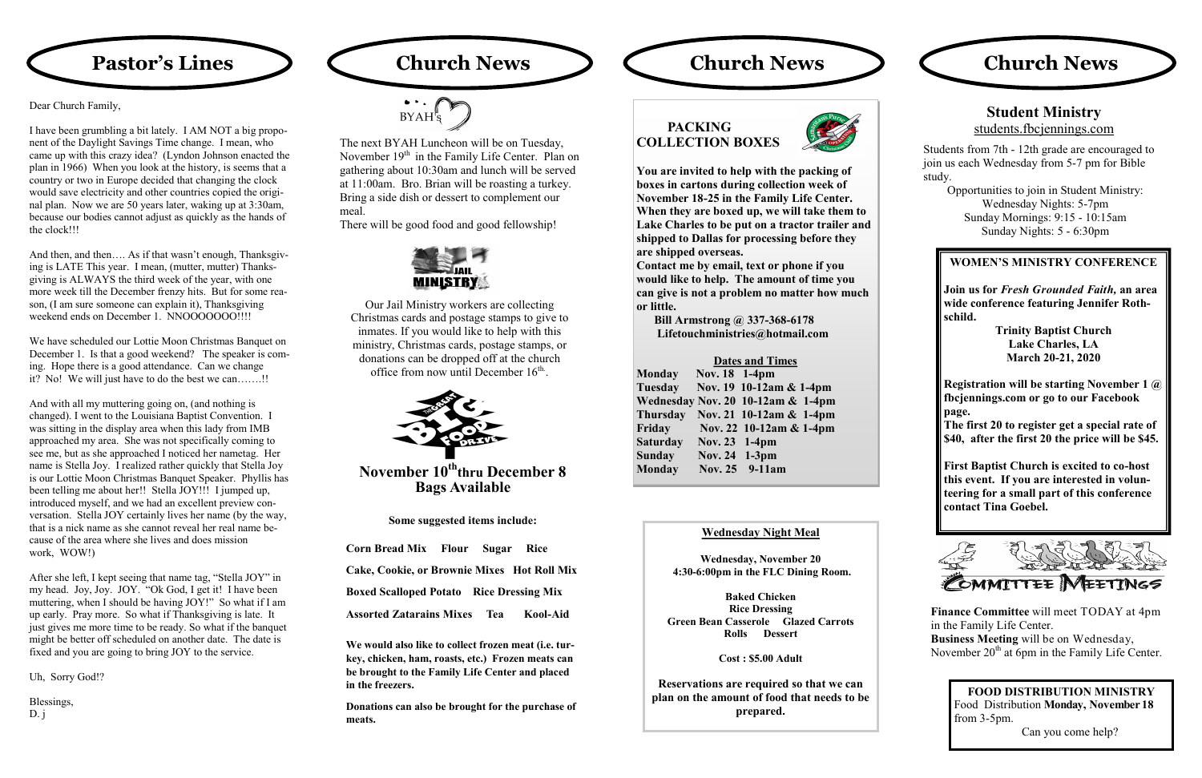# Pastor's Lines

Dear Church Family,

I have been grumbling a bit lately. I AM NOT a big proponent of the Daylight Savings Time change. I mean, who came up with this crazy idea? (Lyndon Johnson enacted the plan in 1966) When you look at the history, is seems that a country or two in Europe decided that changing the clock would save electricity and other countries copied the original plan. Now we are 50 years later, waking up at 3:30am, because our bodies cannot adjust as quickly as the hands of the clock!!!

And then, and then…. As if that wasn't enough, Thanksgiving is LATE This year. I mean, (mutter, mutter) Thanksgiving is ALWAYS the third week of the year, with one more week till the December frenzy hits. But for some reason, (I am sure someone can explain it), Thanksgiving weekend ends on December 1. NNOOOOOOO!!!!

We have scheduled our Lottie Moon Christmas Banquet on December 1. Is that a good weekend? The speaker is coming. Hope there is a good attendance. Can we change it? No! We will just have to do the best we can…….!!

And with all my muttering going on, (and nothing is changed). I went to the Louisiana Baptist Convention. I was sitting in the display area when this lady from IMB approached my area. She was not specifically coming to see me, but as she approached I noticed her nametag. Her name is Stella Joy. I realized rather quickly that Stella Joy is our Lottie Moon Christmas Banquet Speaker. Phyllis has been telling me about her!! Stella JOY!!! I jumped up, introduced myself, and we had an excellent preview conversation. Stella JOY certainly lives her name (by the way, that is a nick name as she cannot reveal her real name because of the area where she lives and does mission work, WOW!)

After she left, I kept seeing that name tag, "Stella JOY" in my head. Joy, Joy. JOY. "Ok God, I get it! I have been muttering, when I should be having JOY!" So what if I am up early. Pray more. So what if Thanksgiving is late. It just gives me more time to be ready. So what if the banquet might be better off scheduled on another date. The date is fixed and you are going to bring JOY to the service.

Uh, Sorry God!?

Blessings,
D. j

# Church News

BYAH's

The next BYAH Luncheon will be on Tuesday, November 19th in the Family Life Center. Plan on gathering about 10:30am and lunch will be served at 11:00am. Bro. Brian will be roasting a turkey. Bring a side dish or dessert to complement our meal.
There will be good food and good fellowship!

JAIL MINISTRY

Our Jail Ministry workers are collecting Christmas cards and postage stamps to give to inmates. If you would like to help with this ministry, Christmas cards, postage stamps, or donations can be dropped off at the church office from now until December 16th.

The Great Big Food Drive

## November 10th thru December 8
## Bags Available

**Some suggested items include:**

**Corn Bread Mix Flour Sugar Rice**

**Cake, Cookie, or Brownie Mixes Hot Roll Mix**

**Boxed Scalloped Potato Rice Dressing Mix**

**Assorted Zatarains Mixes Tea Kool-Aid**

**We would also like to collect frozen meat (i.e. turkey, chicken, ham, roasts, etc.) Frozen meats can be brought to the Family Life Center and placed in the freezers.**

**Donations can also be brought for the purchase of meats.**

# Church News

## PACKING COLLECTION BOXES

**You are invited to help with the packing of boxes in cartons during collection week of November 18-25 in the Family Life Center. When they are boxed up, we will take them to Lake Charles to be put on a tractor trailer and shipped to Dallas for processing before they are shipped overseas.**
**Contact me by email, text or phone if you would like to help. The amount of time you can give is not a problem no matter how much or little.**

**Bill Armstrong @ 337-368-6178**
**Lifetouchministries@hotmail.com**

**Dates and Times**

| | | |
|---|---|---|
| **Monday** | **Nov. 18** | **1-4pm** |
| **Tuesday** | **Nov. 19** | **10-12am & 1-4pm** |
| **Wednesday** | **Nov. 20** | **10-12am & 1-4pm** |
| **Thursday** | **Nov. 21** | **10-12am & 1-4pm** |
| **Friday** | **Nov. 22** | **10-12am & 1-4pm** |
| **Saturday** | **Nov. 23** | **1-4pm** |
| **Sunday** | **Nov. 24** | **1-3pm** |
| **Monday** | **Nov. 25** | **9-11am** |

### Wednesday Night Meal

**Wednesday, November 20**
**4:30-6:00pm in the FLC Dining Room.**

**Baked Chicken**
**Rice Dressing**
**Green Bean Casserole Glazed Carrots**
**Rolls Dessert**

**Cost : $5.00 Adult**

**Reservations are required so that we can plan on the amount of food that needs to be prepared.**

# Church News

## Student Ministry
students.fbcjennings.com

Students from 7th - 12th grade are encouraged to join us each Wednesday from 5-7 pm for Bible study.

Opportunities to join in Student Ministry:
Wednesday Nights: 5-7pm
Sunday Mornings: 9:15 - 10:15am
Sunday Nights: 5 - 6:30pm

### WOMEN'S MINISTRY CONFERENCE

**Join us for *Fresh Grounded Faith,* an area wide conference featuring Jennifer Rothschild.**

**Trinity Baptist Church**
**Lake Charles, LA**
**March 20-21, 2020**

**Registration will be starting November 1 @ fbcjennings.com or go to our Facebook page.**
**The first 20 to register get a special rate of $40, after the first 20 the price will be $45.**

**First Baptist Church is excited to co-host this event. If you are interested in volunteering for a small part of this conference contact Tina Goebel.**

## COMMITTEE MEETINGS

**Finance Committee** will meet TODAY at 4pm in the Family Life Center.
**Business Meeting** will be on Wednesday, November 20th at 6pm in the Family Life Center.

### FOOD DISTRIBUTION MINISTRY

Food Distribution **Monday, November 18** from 3-5pm.
Can you come help?